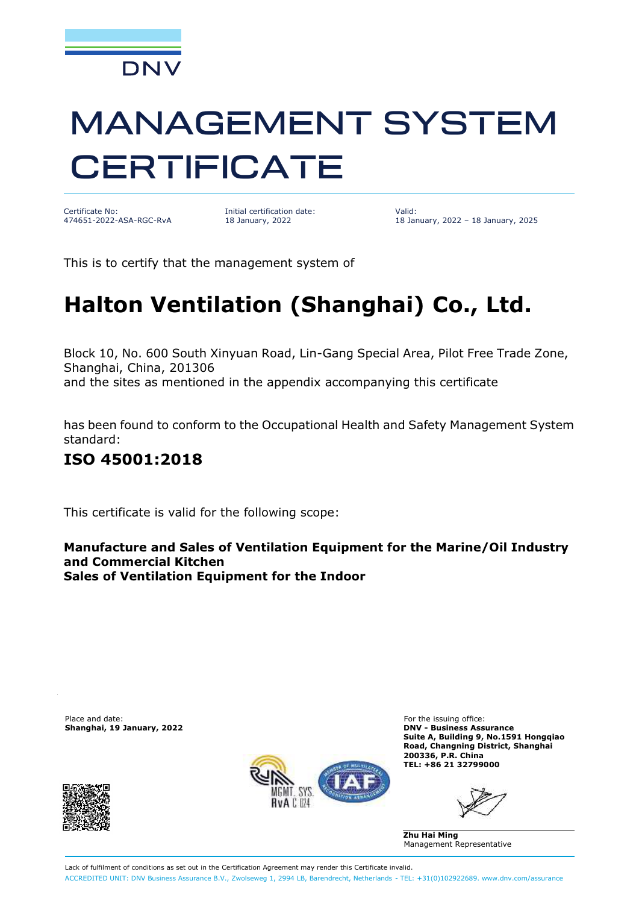DNV

# MANAGEMENT SYSTEM CERTIFICATE

Certificate No:
474651-2022-ASA-RGC-RvA

Initial certification date:
18 January, 2022

Valid:
18 January, 2022 – 18 January, 2025

This is to certify that the management system of

## Halton Ventilation (Shanghai) Co., Ltd.

Block 10, No. 600 South Xinyuan Road, Lin-Gang Special Area, Pilot Free Trade Zone, Shanghai, China, 201306
and the sites as mentioned in the appendix accompanying this certificate

has been found to conform to the Occupational Health and Safety Management System standard:

### ISO 45001:2018

This certificate is valid for the following scope:

**Manufacture and Sales of Ventilation Equipment for the Marine/Oil Industry and Commercial Kitchen**
**Sales of Ventilation Equipment for the Indoor**

Place and date:
**Shanghai, 19 January, 2022**

MGMT. SYS.
RvA C 024

For the issuing office:
**DNV - Business Assurance**
**Suite A, Building 9, No.1591 Hongqiao Road, Changning District, Shanghai 200336, P.R. China**
**TEL: +86 21 32799000**

**Zhu Hai Ming**
Management Representative

Lack of fulfilment of conditions as set out in the Certification Agreement may render this Certificate invalid.
ACCREDITED UNIT: DNV Business Assurance B.V., Zwolseweg 1, 2994 LB, Barendrecht, Netherlands - TEL: +31(0)102922689. www.dnv.com/assurance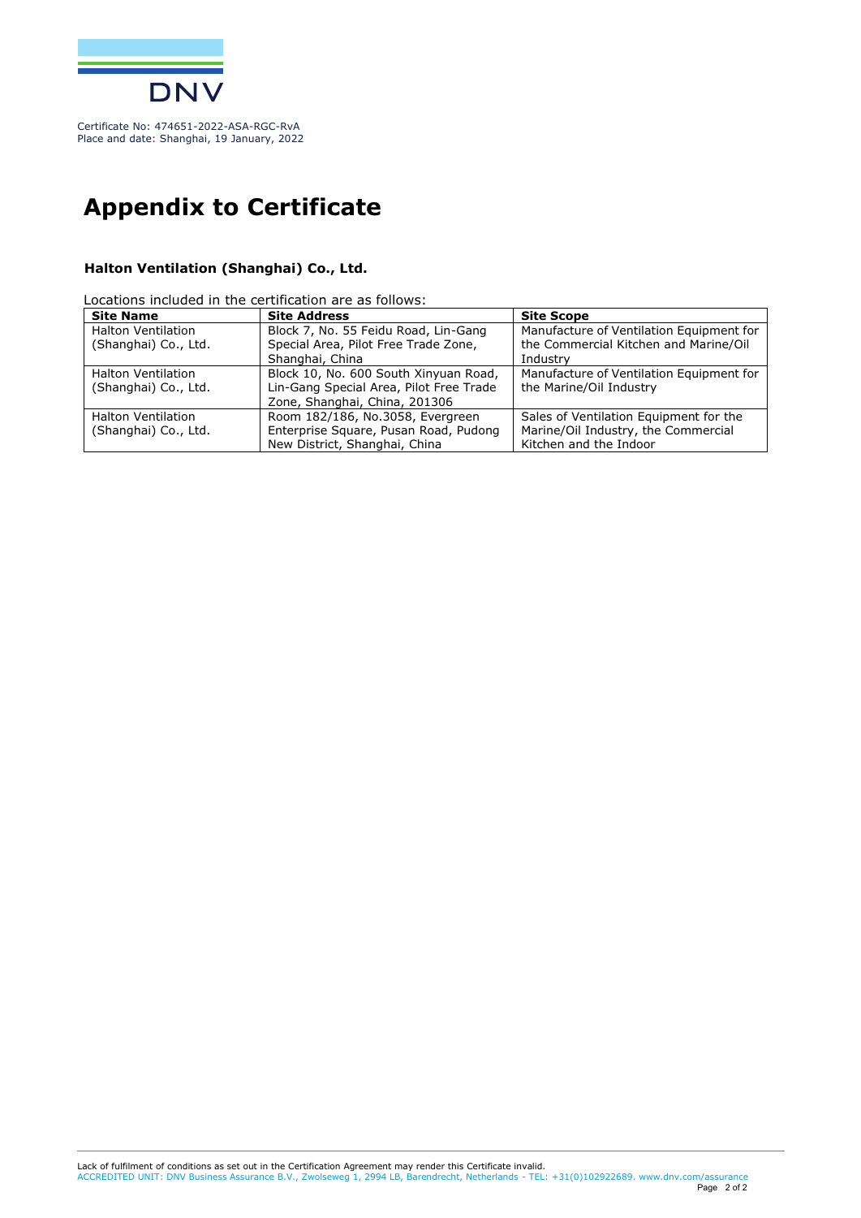Certificate No: 474651-2022-ASA-RGC-RvA
Place and date: Shanghai, 19 January, 2022

# Appendix to Certificate

**Halton Ventilation (Shanghai) Co., Ltd.**

Locations included in the certification are as follows:

| Site Name | Site Address | Site Scope |
|---|---|---|
| Halton Ventilation (Shanghai) Co., Ltd. | Block 7, No. 55 Feidu Road, Lin-Gang Special Area, Pilot Free Trade Zone, Shanghai, China | Manufacture of Ventilation Equipment for the Commercial Kitchen and Marine/Oil Industry |
| Halton Ventilation (Shanghai) Co., Ltd. | Block 10, No. 600 South Xinyuan Road, Lin-Gang Special Area, Pilot Free Trade Zone, Shanghai, China, 201306 | Manufacture of Ventilation Equipment for the Marine/Oil Industry |
| Halton Ventilation (Shanghai) Co., Ltd. | Room 182/186, No.3058, Evergreen Enterprise Square, Pusan Road, Pudong New District, Shanghai, China | Sales of Ventilation Equipment for the Marine/Oil Industry, the Commercial Kitchen and the Indoor |

Lack of fulfilment of conditions as set out in the Certification Agreement may render this Certificate invalid.
ACCREDITED UNIT: DNV Business Assurance B.V., Zwolseweg 1, 2994 LB, Barendrecht, Netherlands - TEL: +31(0)102922689. www.dnv.com/assurance